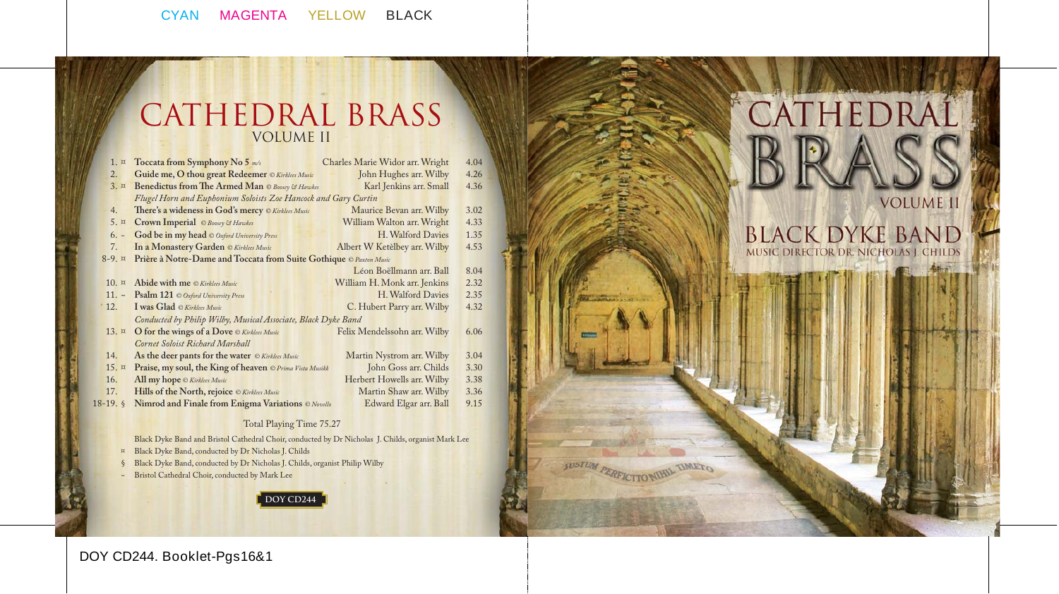CYAN MAGENTA YELLOW BLACK

# CATHEDRAL BRASS
## VOLUME II

| | | | |
|---|---|---|---|
| 1. ¤ | **Toccata from Symphony No 5** *m/s* | Charles Marie Widor arr. Wright | 4.04 |
| 2. | **Guide me, O thou great Redeemer** *© Kirklees Music* | John Hughes arr. Wilby | 4.26 |
| 3. ¤ | **Benedictus from The Armed Man** *© Boosey & Hawkes* | Karl Jenkins arr. Small | 4.36 |
| | *Flugel Horn and Euphonium Soloists Zoe Hancock and Gary Curtin* | | |
| 4. | **There's a wideness in God's mercy** *© Kirklees Music* | Maurice Bevan arr. Wilby | 3.02 |
| 5. ¤ | **Crown Imperial** *© Boosey & Hawkes* | William Walton arr. Wright | 4.33 |
| 6. ~ | **God be in my head** *© Oxford University Press* | H. Walford Davies | 1.35 |
| 7. | **In a Monastery Garden** *© Kirklees Music* | Albert W Ketèlbey arr. Wilby | 4.53 |
| 8-9. ¤ | **Prière à Notre-Dame and Toccata from Suite Gothique** *© Paxton Music* | Léon Boëllmann arr. Ball | 8.04 |
| 10. ¤ | **Abide with me** *© Kirklees Music* | William H. Monk arr. Jenkins | 2.32 |
| 11. ~ | **Psalm 121** *© Oxford University Press* | H. Walford Davies | 2.35 |
| 12. | **I was Glad** *© Kirklees Music* | C. Hubert Parry arr. Wilby | 4.32 |
| | *Conducted by Philip Wilby, Musical Associate, Black Dyke Band* | | |
| 13. ¤ | **O for the wings of a Dove** *© Kirklees Music* | Felix Mendelssohn arr. Wilby | 6.06 |
| | *Cornet Soloist Richard Marshall* | | |
| 14. | **As the deer pants for the water** *© Kirklees Music* | Martin Nystrom arr. Wilby | 3.04 |
| 15. ¤ | **Praise, my soul, the King of heaven** *© Prima Vista Musikk* | John Goss arr. Childs | 3.30 |
| 16. | **All my hope** *© Kirklees Music* | Herbert Howells arr. Wilby | 3.38 |
| 17. | **Hills of the North, rejoice** *© Kirklees Music* | Martin Shaw arr. Wilby | 3.36 |
| 18-19. § | **Nimrod and Finale from Enigma Variations** *© Novello* | Edward Elgar arr. Ball | 9.15 |

Total Playing Time 75.27

Black Dyke Band and Bristol Cathedral Choir, conducted by Dr Nicholas J. Childs, organist Mark Lee

¤ Black Dyke Band, conducted by Dr Nicholas J. Childs

§ Black Dyke Band, conducted by Dr Nicholas J. Childs, organist Philip Wilby

~ Bristol Cathedral Choir, conducted by Mark Lee

DOY CD244

# CATHEDRAL BRASS
## VOLUME II

## BLACK DYKE BAND
MUSIC DIRECTOR DR. NICHOLAS J. CHILDS

SUSTUM PERFICITO NIHIL TIMETO

DOY CD244. Booklet-Pgs16&1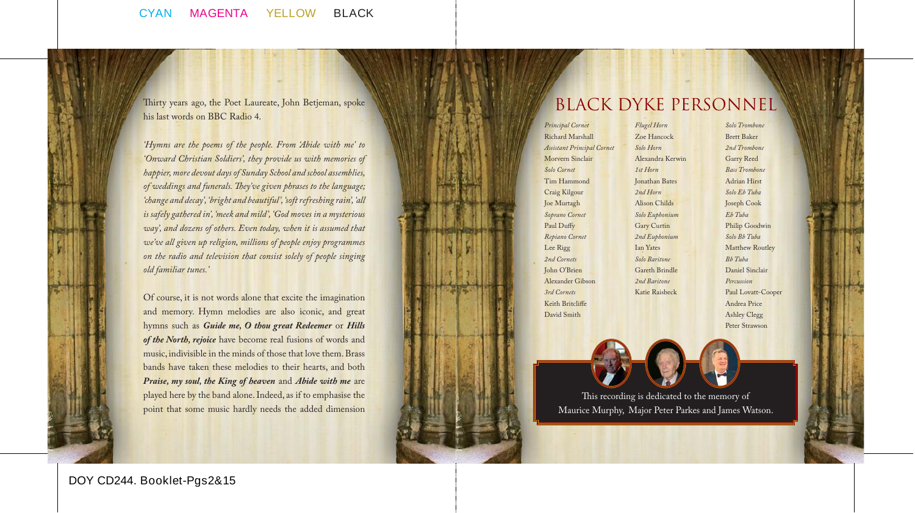Thirty years ago, the Poet Laureate, John Betjeman, spoke his last words on BBC Radio 4.

*'Hymns are the poems of the people. From 'Abide with me' to 'Onward Christian Soldiers', they provide us with memories of happier, more devout days of Sunday School and school assemblies, of weddings and funerals. They've given phrases to the language; 'change and decay', 'bright and beautiful', 'soft refreshing rain', 'all is safely gathered in', 'meek and mild', 'God moves in a mysterious way', and dozens of others. Even today, when it is assumed that we've all given up religion, millions of people enjoy programmes on the radio and television that consist solely of people singing old familiar tunes.'*

Of course, it is not words alone that excite the imagination and memory. Hymn melodies are also iconic, and great hymns such as ***Guide me, O thou great Redeemer*** or ***Hills of the North, rejoice*** have become real fusions of words and music, indivisible in the minds of those that love them. Brass bands have taken these melodies to their hearts, and both ***Praise, my soul, the King of heaven*** and ***Abide with me*** are played here by the band alone. Indeed, as if to emphasise the point that some music hardly needs the added dimension

# BLACK DYKE PERSONNEL

*Principal Cornet*
Richard Marshall

*Assistant Principal Cornet*
Morvern Sinclair

*Solo Cornet*
Tim Hammond
Craig Kilgour
Joe Murtagh

*Soprano Cornet*
Paul Duffy

*Repiano Cornet*
Lee Rigg

*2nd Cornets*
John O'Brien
Alexander Gibson

*3rd Cornets*
Keith Britcliffe
David Smith

*Flugel Horn*
Zoe Hancock

*Solo Horn*
Alexandra Kerwin

*1st Horn*
Jonathan Bates

*2nd Horn*
Alison Childs

*Solo Euphonium*
Gary Curtin

*2nd Euphonium*
Ian Yates

*Solo Baritone*
Gareth Brindle

*2nd Baritone*
Katie Raisbeck

*Solo Trombone*
Brett Baker

*2nd Trombone*
Garry Reed

*Bass Trombone*
Adrian Hirst

*Solo Eb Tuba*
Joseph Cook

*Eb Tuba*
Philip Goodwin

*Solo Bb Tuba*
Matthew Routley

*Bb Tuba*
Daniel Sinclair

*Percussion*
Paul Lovatt-Cooper
Andrea Price
Ashley Clegg
Peter Strawson

This recording is dedicated to the memory of
Maurice Murphy, Major Peter Parkes and James Watson.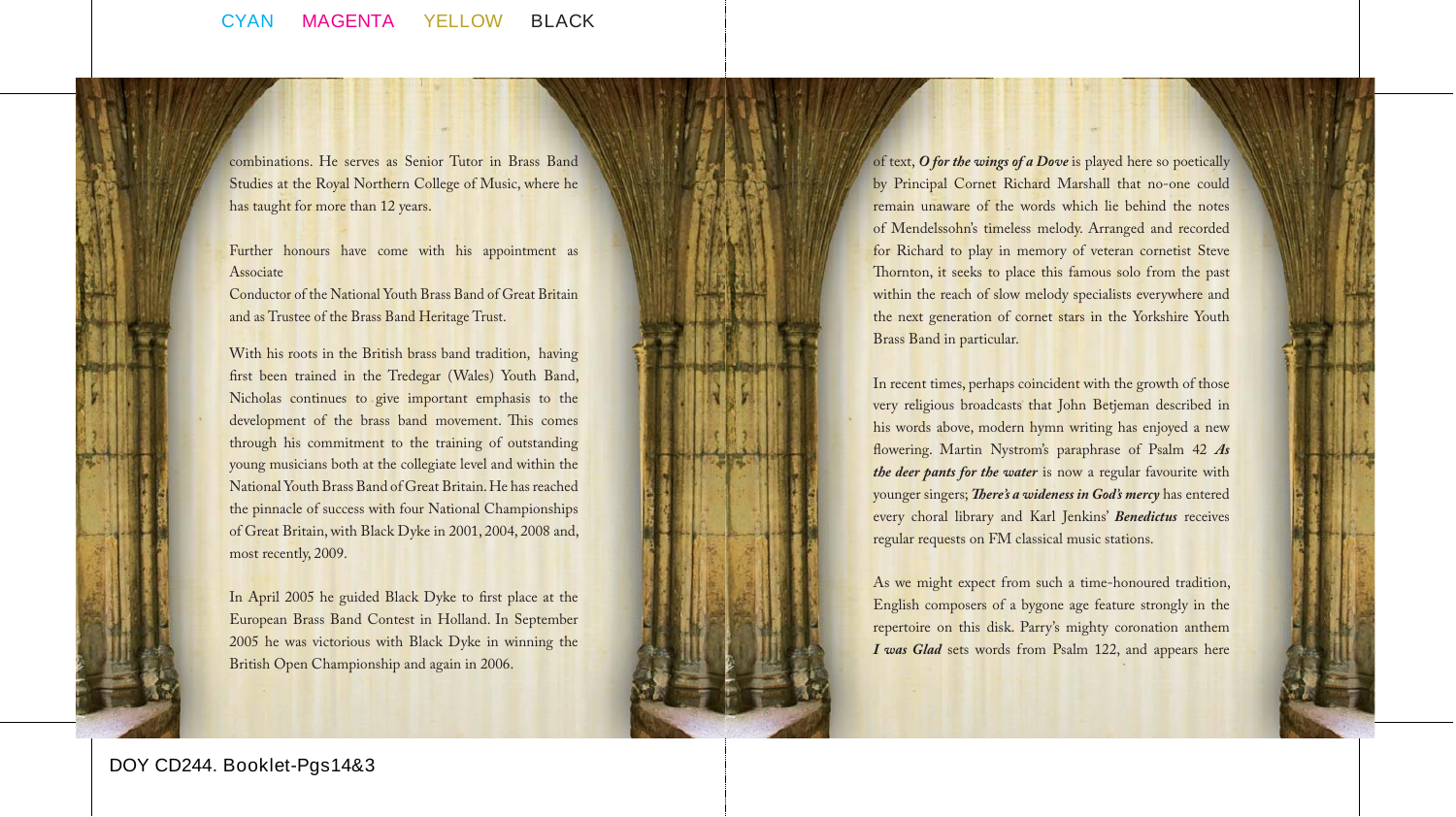combinations. He serves as Senior Tutor in Brass Band Studies at the Royal Northern College of Music, where he has taught for more than 12 years.

Further honours have come with his appointment as Associate Conductor of the National Youth Brass Band of Great Britain and as Trustee of the Brass Band Heritage Trust.

With his roots in the British brass band tradition, having first been trained in the Tredegar (Wales) Youth Band, Nicholas continues to give important emphasis to the development of the brass band movement. This comes through his commitment to the training of outstanding young musicians both at the collegiate level and within the National Youth Brass Band of Great Britain. He has reached the pinnacle of success with four National Championships of Great Britain, with Black Dyke in 2001, 2004, 2008 and, most recently, 2009.

In April 2005 he guided Black Dyke to first place at the European Brass Band Contest in Holland. In September 2005 he was victorious with Black Dyke in winning the British Open Championship and again in 2006.

of text, ***O for the wings of a Dove*** is played here so poetically by Principal Cornet Richard Marshall that no-one could remain unaware of the words which lie behind the notes of Mendelssohn's timeless melody. Arranged and recorded for Richard to play in memory of veteran cornetist Steve Thornton, it seeks to place this famous solo from the past within the reach of slow melody specialists everywhere and the next generation of cornet stars in the Yorkshire Youth Brass Band in particular.

In recent times, perhaps coincident with the growth of those very religious broadcasts that John Betjeman described in his words above, modern hymn writing has enjoyed a new flowering. Martin Nystrom's paraphrase of Psalm 42 ***As the deer pants for the water*** is now a regular favourite with younger singers; ***There's a wideness in God's mercy*** has entered every choral library and Karl Jenkins' ***Benedictus*** receives regular requests on FM classical music stations.

As we might expect from such a time-honoured tradition, English composers of a bygone age feature strongly in the repertoire on this disk. Parry's mighty coronation anthem ***I was Glad*** sets words from Psalm 122, and appears here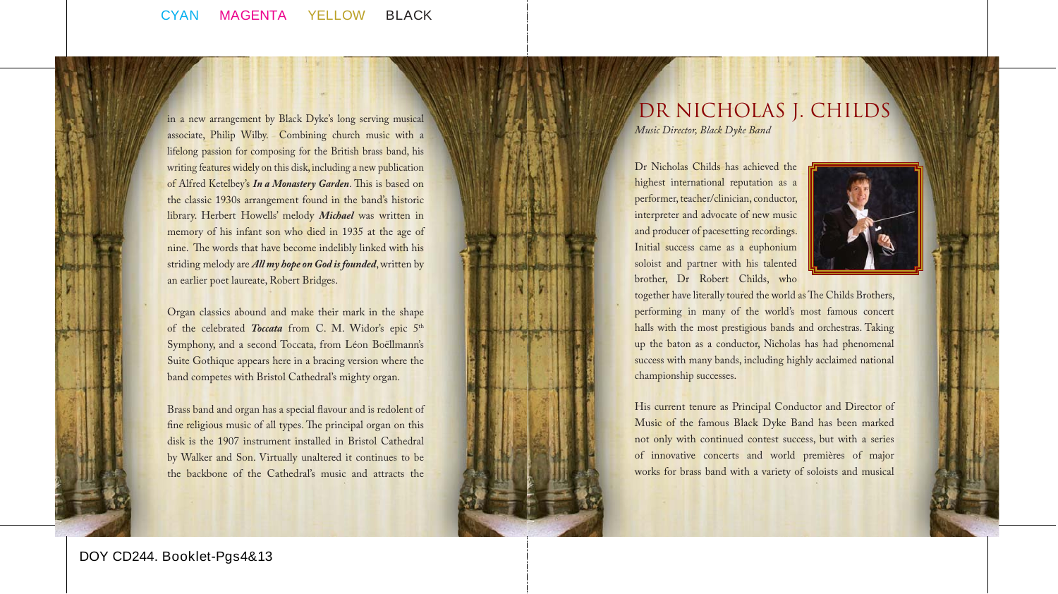in a new arrangement by Black Dyke's long serving musical associate, Philip Wilby. Combining church music with a lifelong passion for composing for the British brass band, his writing features widely on this disk, including a new publication of Alfred Ketelbey's ***In a Monastery Garden***. This is based on the classic 1930s arrangement found in the band's historic library. Herbert Howells' melody ***Michael*** was written in memory of his infant son who died in 1935 at the age of nine. The words that have become indelibly linked with his striding melody are ***All my hope on God is founded***, written by an earlier poet laureate, Robert Bridges.

Organ classics abound and make their mark in the shape of the celebrated ***Toccata*** from C. M. Widor's epic 5th Symphony, and a second Toccata, from Léon Boëllmann's Suite Gothique appears here in a bracing version where the band competes with Bristol Cathedral's mighty organ.

Brass band and organ has a special flavour and is redolent of fine religious music of all types. The principal organ on this disk is the 1907 instrument installed in Bristol Cathedral by Walker and Son. Virtually unaltered it continues to be the backbone of the Cathedral's music and attracts the

# DR NICHOLAS J. CHILDS

*Music Director, Black Dyke Band*

Dr Nicholas Childs has achieved the highest international reputation as a performer, teacher/clinician, conductor, interpreter and advocate of new music and producer of pacesetting recordings. Initial success came as a euphonium soloist and partner with his talented brother, Dr Robert Childs, who together have literally toured the world as The Childs Brothers, performing in many of the world's most famous concert halls with the most prestigious bands and orchestras. Taking up the baton as a conductor, Nicholas has had phenomenal success with many bands, including highly acclaimed national championship successes.

His current tenure as Principal Conductor and Director of Music of the famous Black Dyke Band has been marked not only with continued contest success, but with a series of innovative concerts and world premières of major works for brass band with a variety of soloists and musical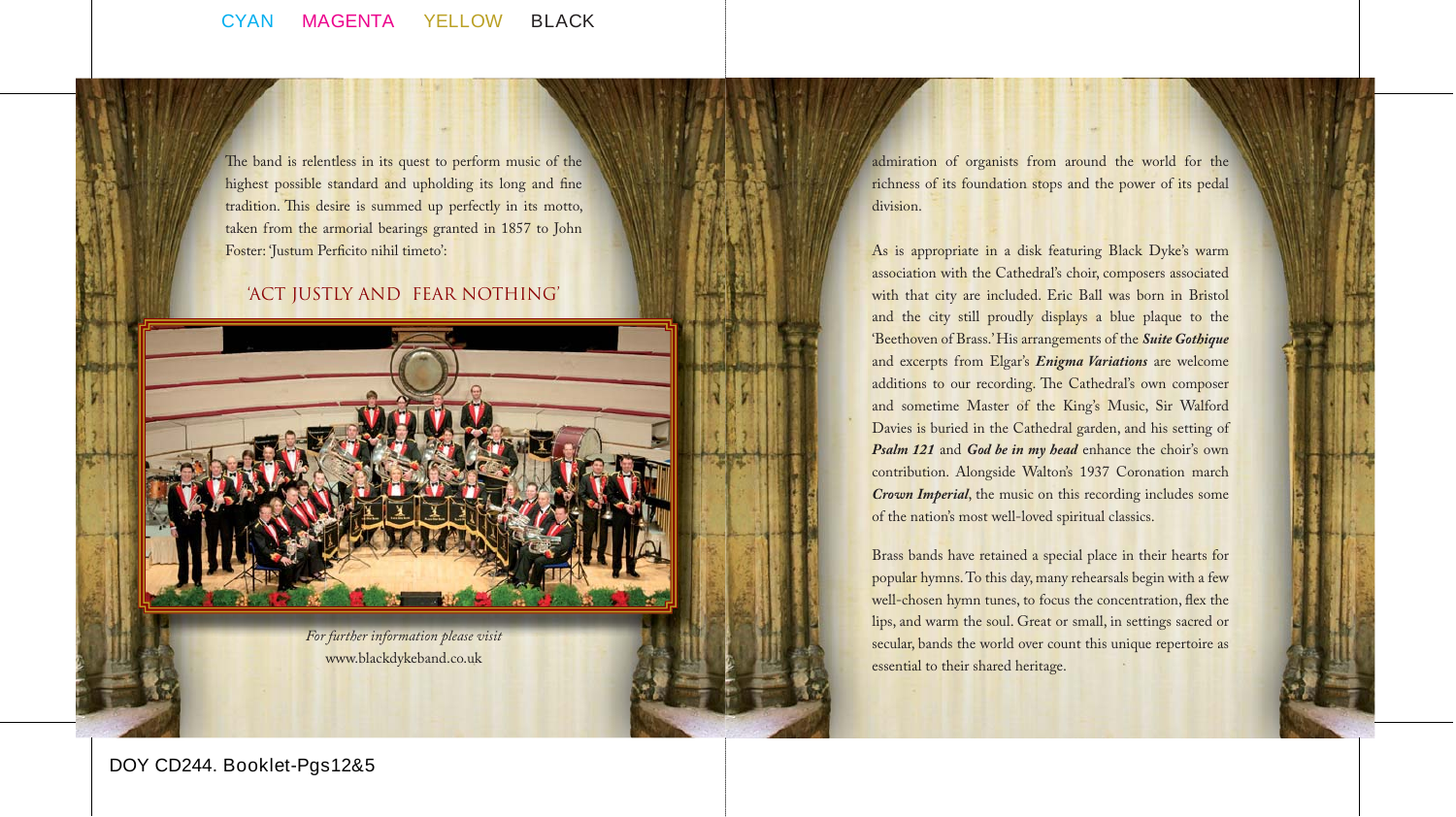The band is relentless in its quest to perform music of the highest possible standard and upholding its long and fine tradition. This desire is summed up perfectly in its motto, taken from the armorial bearings granted in 1857 to John Foster: 'Justum Perficito nihil timeto':

'ACT JUSTLY AND FEAR NOTHING'

*For further information please visit*
www.blackdykeband.co.uk

admiration of organists from around the world for the richness of its foundation stops and the power of its pedal division.

As is appropriate in a disk featuring Black Dyke's warm association with the Cathedral's choir, composers associated with that city are included. Eric Ball was born in Bristol and the city still proudly displays a blue plaque to the 'Beethoven of Brass.' His arrangements of the ***Suite Gothique*** and excerpts from Elgar's ***Enigma Variations*** are welcome additions to our recording. The Cathedral's own composer and sometime Master of the King's Music, Sir Walford Davies is buried in the Cathedral garden, and his setting of ***Psalm 121*** and ***God be in my head*** enhance the choir's own contribution. Alongside Walton's 1937 Coronation march ***Crown Imperial***, the music on this recording includes some of the nation's most well-loved spiritual classics.

Brass bands have retained a special place in their hearts for popular hymns. To this day, many rehearsals begin with a few well-chosen hymn tunes, to focus the concentration, flex the lips, and warm the soul. Great or small, in settings sacred or secular, bands the world over count this unique repertoire as essential to their shared heritage.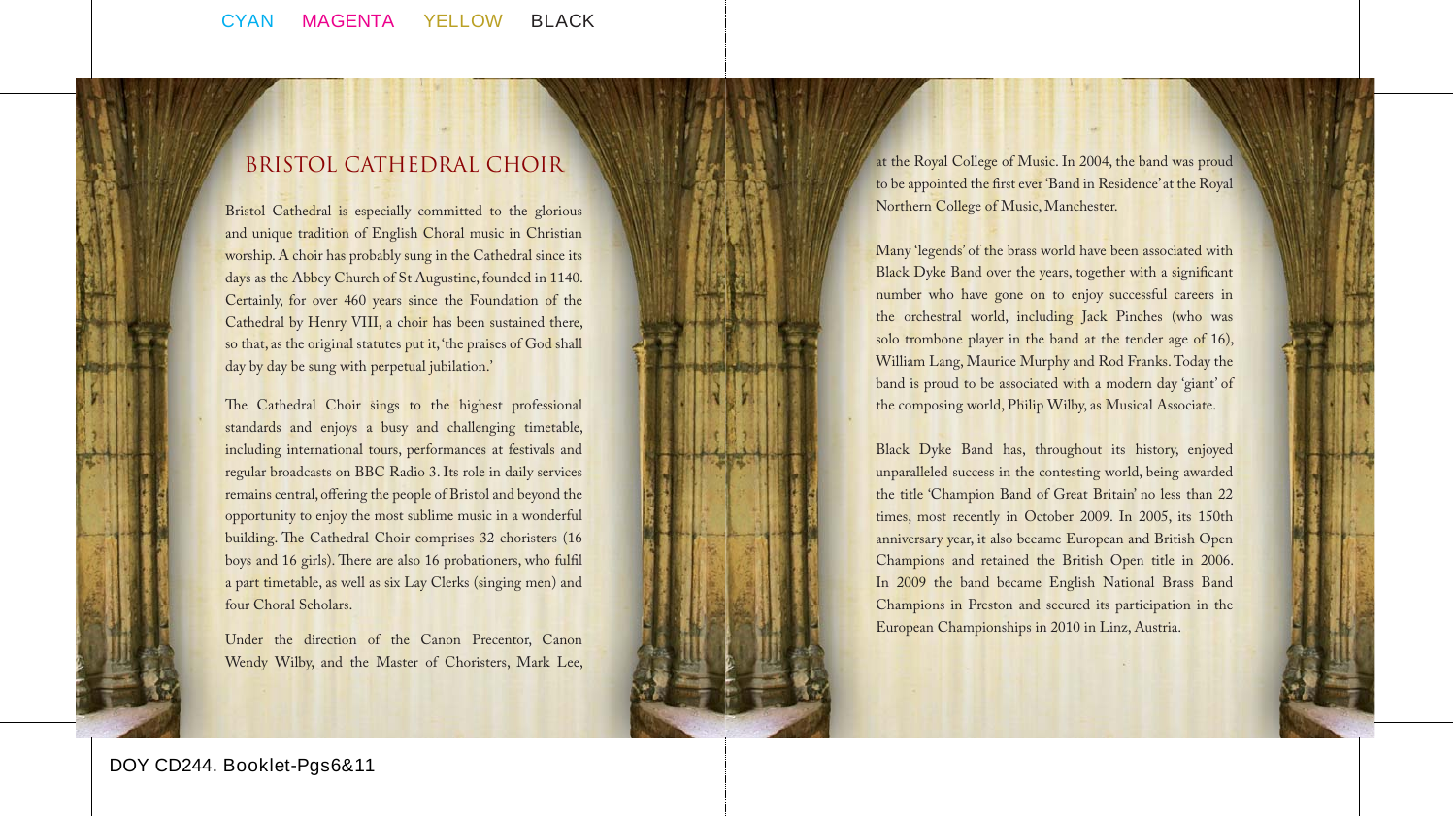## BRISTOL CATHEDRAL CHOIR

Bristol Cathedral is especially committed to the glorious and unique tradition of English Choral music in Christian worship. A choir has probably sung in the Cathedral since its days as the Abbey Church of St Augustine, founded in 1140. Certainly, for over 460 years since the Foundation of the Cathedral by Henry VIII, a choir has been sustained there, so that, as the original statutes put it, 'the praises of God shall day by day be sung with perpetual jubilation.'

The Cathedral Choir sings to the highest professional standards and enjoys a busy and challenging timetable, including international tours, performances at festivals and regular broadcasts on BBC Radio 3. Its role in daily services remains central, offering the people of Bristol and beyond the opportunity to enjoy the most sublime music in a wonderful building. The Cathedral Choir comprises 32 choristers (16 boys and 16 girls). There are also 16 probationers, who fulfil a part timetable, as well as six Lay Clerks (singing men) and four Choral Scholars.

Under the direction of the Canon Precentor, Canon Wendy Wilby, and the Master of Choristers, Mark Lee,

at the Royal College of Music. In 2004, the band was proud to be appointed the first ever 'Band in Residence' at the Royal Northern College of Music, Manchester.

Many 'legends' of the brass world have been associated with Black Dyke Band over the years, together with a significant number who have gone on to enjoy successful careers in the orchestral world, including Jack Pinches (who was solo trombone player in the band at the tender age of 16), William Lang, Maurice Murphy and Rod Franks. Today the band is proud to be associated with a modern day 'giant' of the composing world, Philip Wilby, as Musical Associate.

Black Dyke Band has, throughout its history, enjoyed unparalleled success in the contesting world, being awarded the title 'Champion Band of Great Britain' no less than 22 times, most recently in October 2009. In 2005, its 150th anniversary year, it also became European and British Open Champions and retained the British Open title in 2006. In 2009 the band became English National Brass Band Champions in Preston and secured its participation in the European Championships in 2010 in Linz, Austria.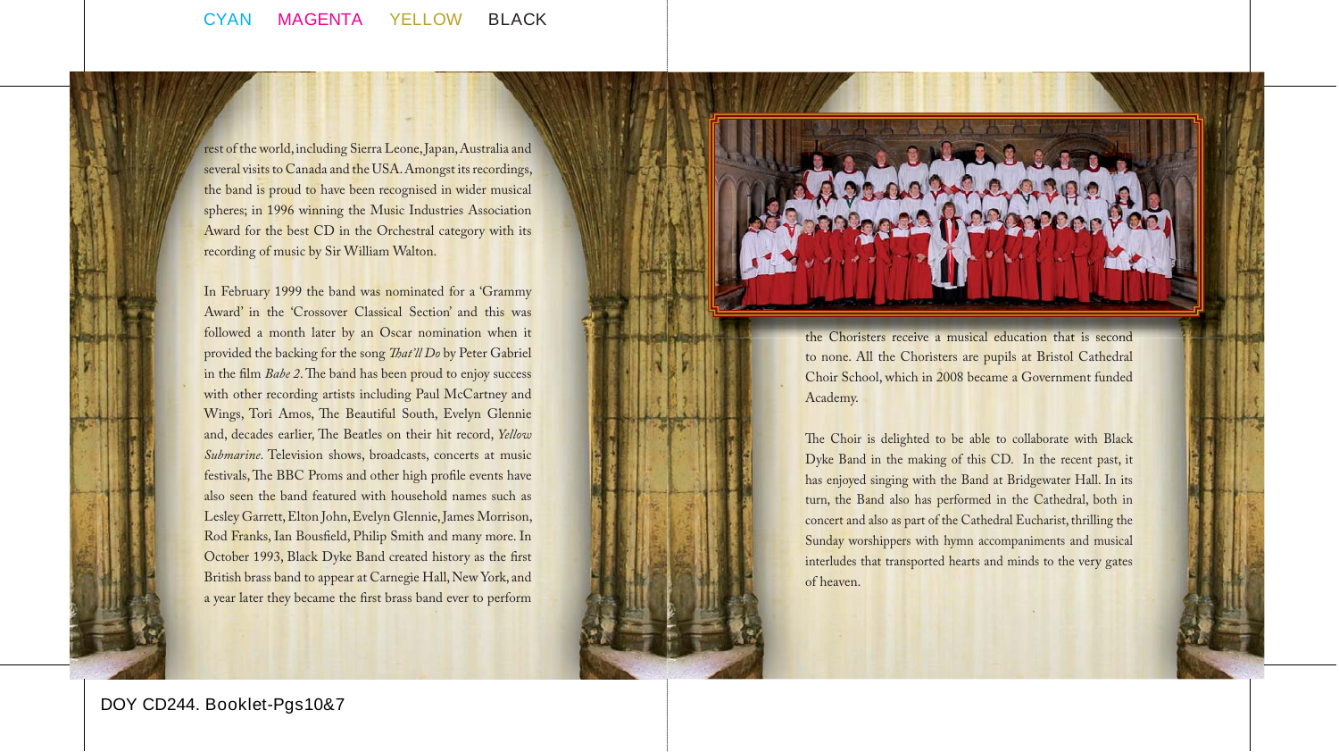rest of the world, including Sierra Leone, Japan, Australia and several visits to Canada and the USA. Amongst its recordings, the band is proud to have been recognised in wider musical spheres; in 1996 winning the Music Industries Association Award for the best CD in the Orchestral category with its recording of music by Sir William Walton.

In February 1999 the band was nominated for a 'Grammy Award' in the 'Crossover Classical Section' and this was followed a month later by an Oscar nomination when it provided the backing for the song *That'll Do* by Peter Gabriel in the film *Babe 2*. The band has been proud to enjoy success with other recording artists including Paul McCartney and Wings, Tori Amos, The Beautiful South, Evelyn Glennie and, decades earlier, The Beatles on their hit record, *Yellow Submarine*. Television shows, broadcasts, concerts at music festivals, The BBC Proms and other high profile events have also seen the band featured with household names such as Lesley Garrett, Elton John, Evelyn Glennie, James Morrison, Rod Franks, Ian Bousfield, Philip Smith and many more. In October 1993, Black Dyke Band created history as the first British brass band to appear at Carnegie Hall, New York, and a year later they became the first brass band ever to perform

the Choristers receive a musical education that is second to none. All the Choristers are pupils at Bristol Cathedral Choir School, which in 2008 became a Government funded Academy.

The Choir is delighted to be able to collaborate with Black Dyke Band in the making of this CD. In the recent past, it has enjoyed singing with the Band at Bridgewater Hall. In its turn, the Band also has performed in the Cathedral, both in concert and also as part of the Cathedral Eucharist, thrilling the Sunday worshippers with hymn accompaniments and musical interludes that transported hearts and minds to the very gates of heaven.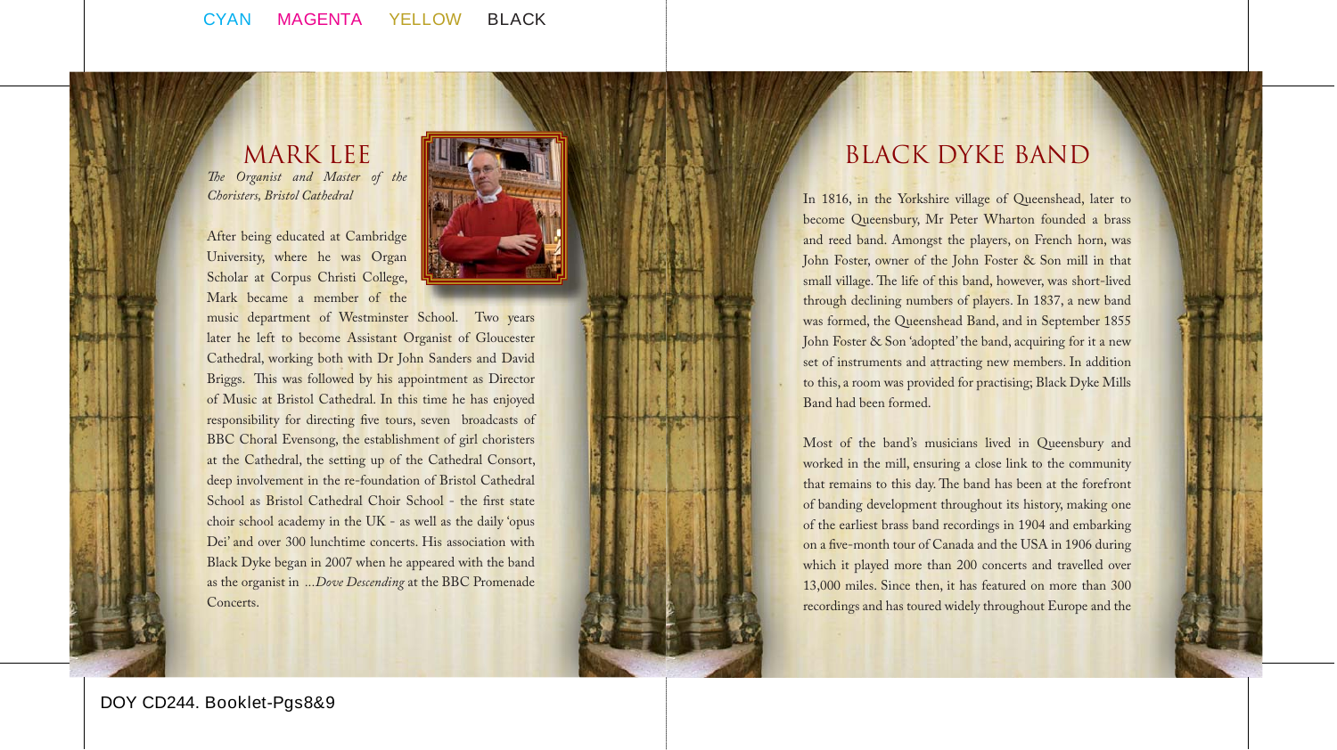## MARK LEE

*The Organist and Master of the Choristers, Bristol Cathedral*

After being educated at Cambridge University, where he was Organ Scholar at Corpus Christi College, Mark became a member of the music department of Westminster School. Two years later he left to become Assistant Organist of Gloucester Cathedral, working both with Dr John Sanders and David Briggs. This was followed by his appointment as Director of Music at Bristol Cathedral. In this time he has enjoyed responsibility for directing five tours, seven broadcasts of BBC Choral Evensong, the establishment of girl choristers at the Cathedral, the setting up of the Cathedral Consort, deep involvement in the re-foundation of Bristol Cathedral School as Bristol Cathedral Choir School - the first state choir school academy in the UK - as well as the daily 'opus Dei' and over 300 lunchtime concerts. His association with Black Dyke began in 2007 when he appeared with the band as the organist in *...Dove Descending* at the BBC Promenade Concerts.

## BLACK DYKE BAND

In 1816, in the Yorkshire village of Queenshead, later to become Queensbury, Mr Peter Wharton founded a brass and reed band. Amongst the players, on French horn, was John Foster, owner of the John Foster & Son mill in that small village. The life of this band, however, was short-lived through declining numbers of players. In 1837, a new band was formed, the Queenshead Band, and in September 1855 John Foster & Son 'adopted' the band, acquiring for it a new set of instruments and attracting new members. In addition to this, a room was provided for practising; Black Dyke Mills Band had been formed.

Most of the band's musicians lived in Queensbury and worked in the mill, ensuring a close link to the community that remains to this day. The band has been at the forefront of banding development throughout its history, making one of the earliest brass band recordings in 1904 and embarking on a five-month tour of Canada and the USA in 1906 during which it played more than 200 concerts and travelled over 13,000 miles. Since then, it has featured on more than 300 recordings and has toured widely throughout Europe and the